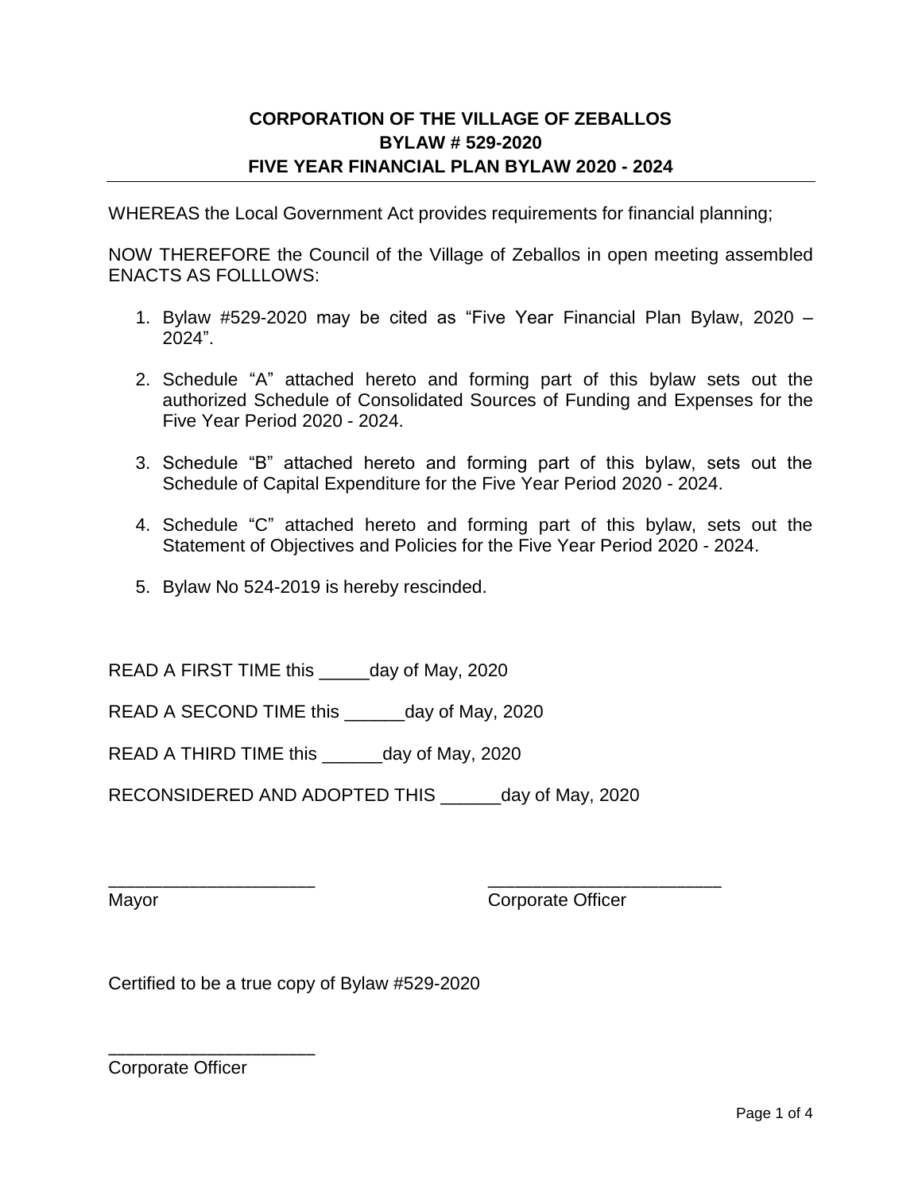**CORPORATION OF THE VILLAGE OF ZEBALLOS**
**BYLAW # 529-2020**
**FIVE YEAR FINANCIAL PLAN BYLAW 2020 - 2024**

---

WHEREAS the Local Government Act provides requirements for financial planning;

NOW THEREFORE the Council of the Village of Zeballos in open meeting assembled ENACTS AS FOLLLOWS:

1. Bylaw #529-2020 may be cited as “Five Year Financial Plan Bylaw, 2020 – 2024”.

2. Schedule “A” attached hereto and forming part of this bylaw sets out the authorized Schedule of Consolidated Sources of Funding and Expenses for the Five Year Period 2020 - 2024.

3. Schedule “B” attached hereto and forming part of this bylaw, sets out the Schedule of Capital Expenditure for the Five Year Period 2020 - 2024.

4. Schedule “C” attached hereto and forming part of this bylaw, sets out the Statement of Objectives and Policies for the Five Year Period 2020 - 2024.

5. Bylaw No 524-2019 is hereby rescinded.

READ A FIRST TIME this _____day of May, 2020

READ A SECOND TIME this ______day of May, 2020

READ A THIRD TIME this ______day of May, 2020

RECONSIDERED AND ADOPTED THIS ______day of May, 2020

____________________ Mayor

_______________________ Corporate Officer

Certified to be a true copy of Bylaw #529-2020

____________________
Corporate Officer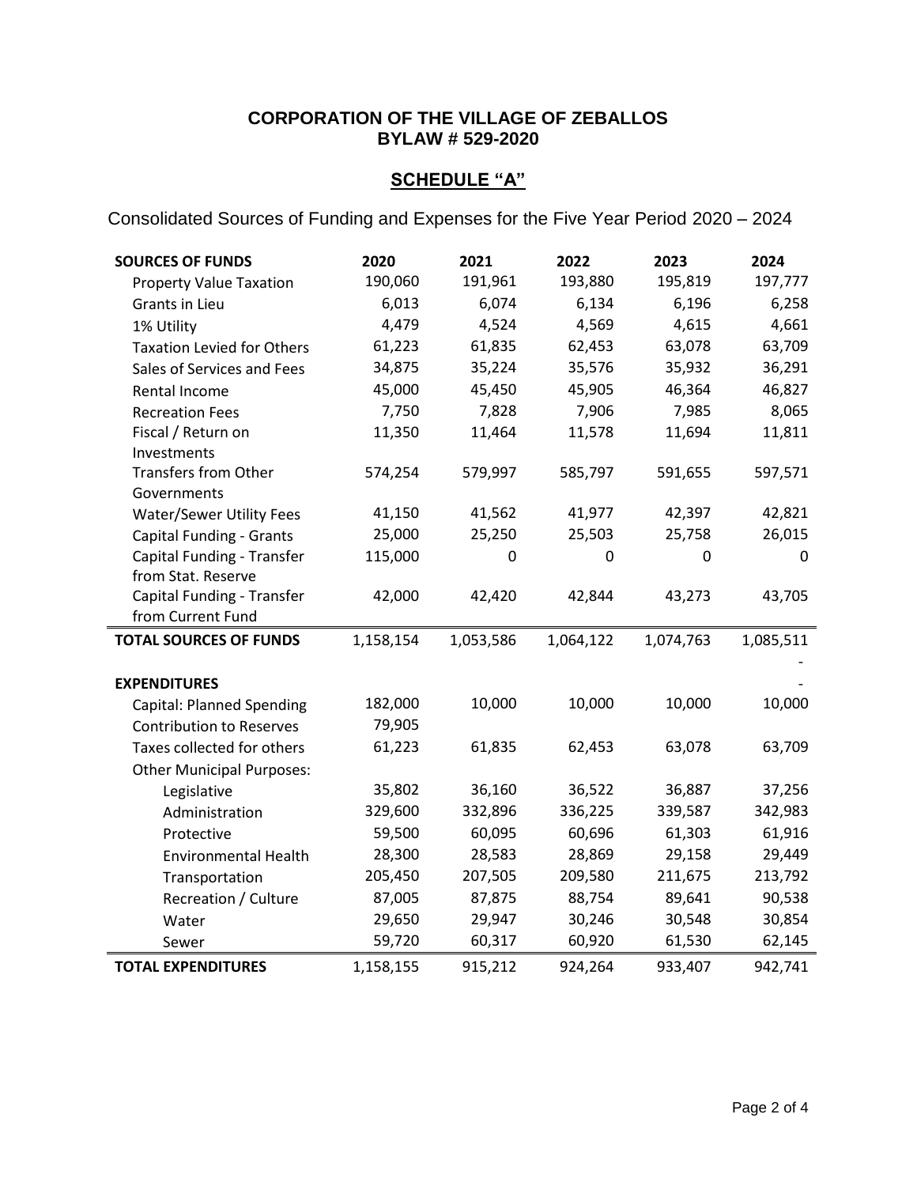# CORPORATION OF THE VILLAGE OF ZEBALLOS
## BYLAW # 529-2020

## SCHEDULE "A"

Consolidated Sources of Funding and Expenses for the Five Year Period 2020 – 2024

| SOURCES OF FUNDS | 2020 | 2021 | 2022 | 2023 | 2024 |
|---|---|---|---|---|---|
| Property Value Taxation | 190,060 | 191,961 | 193,880 | 195,819 | 197,777 |
| Grants in Lieu | 6,013 | 6,074 | 6,134 | 6,196 | 6,258 |
| 1% Utility | 4,479 | 4,524 | 4,569 | 4,615 | 4,661 |
| Taxation Levied for Others | 61,223 | 61,835 | 62,453 | 63,078 | 63,709 |
| Sales of Services and Fees | 34,875 | 35,224 | 35,576 | 35,932 | 36,291 |
| Rental Income | 45,000 | 45,450 | 45,905 | 46,364 | 46,827 |
| Recreation Fees | 7,750 | 7,828 | 7,906 | 7,985 | 8,065 |
| Fiscal / Return on Investments | 11,350 | 11,464 | 11,578 | 11,694 | 11,811 |
| Transfers from Other Governments | 574,254 | 579,997 | 585,797 | 591,655 | 597,571 |
| Water/Sewer Utility Fees | 41,150 | 41,562 | 41,977 | 42,397 | 42,821 |
| Capital Funding - Grants | 25,000 | 25,250 | 25,503 | 25,758 | 26,015 |
| Capital Funding - Transfer from Stat. Reserve | 115,000 | 0 | 0 | 0 | 0 |
| Capital Funding - Transfer from Current Fund | 42,000 | 42,420 | 42,844 | 43,273 | 43,705 |
| **TOTAL SOURCES OF FUNDS** | 1,158,154 | 1,053,586 | 1,064,122 | 1,074,763 | 1,085,511 |
| | | | | | - |
| **EXPENDITURES** | | | | | - |
| Capital: Planned Spending | 182,000 | 10,000 | 10,000 | 10,000 | 10,000 |
| Contribution to Reserves | 79,905 | | | | |
| Taxes collected for others | 61,223 | 61,835 | 62,453 | 63,078 | 63,709 |
| Other Municipal Purposes: | | | | | |
| Legislative | 35,802 | 36,160 | 36,522 | 36,887 | 37,256 |
| Administration | 329,600 | 332,896 | 336,225 | 339,587 | 342,983 |
| Protective | 59,500 | 60,095 | 60,696 | 61,303 | 61,916 |
| Environmental Health | 28,300 | 28,583 | 28,869 | 29,158 | 29,449 |
| Transportation | 205,450 | 207,505 | 209,580 | 211,675 | 213,792 |
| Recreation / Culture | 87,005 | 87,875 | 88,754 | 89,641 | 90,538 |
| Water | 29,650 | 29,947 | 30,246 | 30,548 | 30,854 |
| Sewer | 59,720 | 60,317 | 60,920 | 61,530 | 62,145 |
| **TOTAL EXPENDITURES** | 1,158,155 | 915,212 | 924,264 | 933,407 | 942,741 |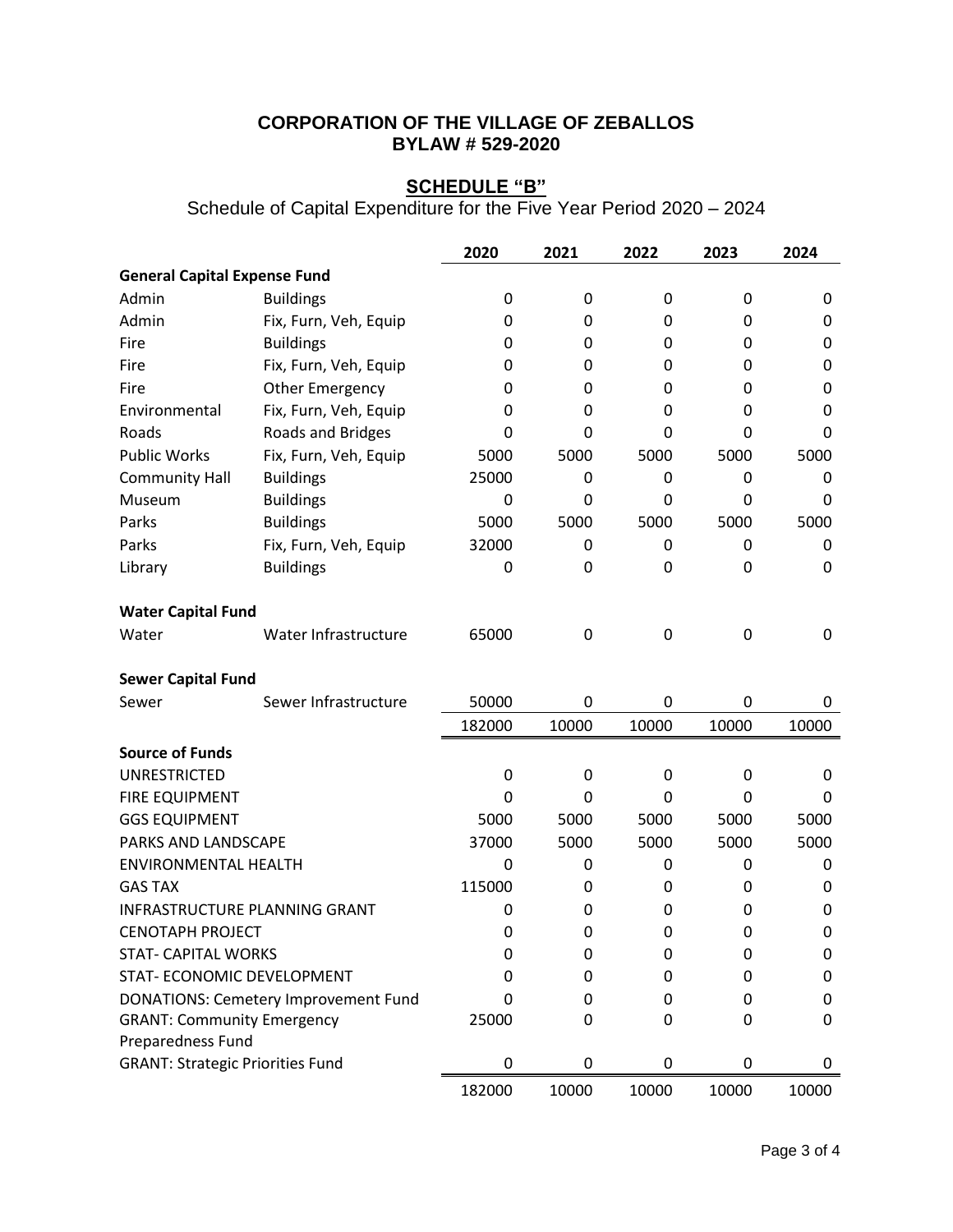**CORPORATION OF THE VILLAGE OF ZEBALLOS**
**BYLAW # 529-2020**

## SCHEDULE "B"

Schedule of Capital Expenditure for the Five Year Period 2020 – 2024

| | | 2020 | 2021 | 2022 | 2023 | 2024 |
|---|---|---|---|---|---|---|
| **General Capital Expense Fund** | | | | | | |
| Admin | Buildings | 0 | 0 | 0 | 0 | 0 |
| Admin | Fix, Furn, Veh, Equip | 0 | 0 | 0 | 0 | 0 |
| Fire | Buildings | 0 | 0 | 0 | 0 | 0 |
| Fire | Fix, Furn, Veh, Equip | 0 | 0 | 0 | 0 | 0 |
| Fire | Other Emergency | 0 | 0 | 0 | 0 | 0 |
| Environmental | Fix, Furn, Veh, Equip | 0 | 0 | 0 | 0 | 0 |
| Roads | Roads and Bridges | 0 | 0 | 0 | 0 | 0 |
| Public Works | Fix, Furn, Veh, Equip | 5000 | 5000 | 5000 | 5000 | 5000 |
| Community Hall | Buildings | 25000 | 0 | 0 | 0 | 0 |
| Museum | Buildings | 0 | 0 | 0 | 0 | 0 |
| Parks | Buildings | 5000 | 5000 | 5000 | 5000 | 5000 |
| Parks | Fix, Furn, Veh, Equip | 32000 | 0 | 0 | 0 | 0 |
| Library | Buildings | 0 | 0 | 0 | 0 | 0 |
| **Water Capital Fund** | | | | | | |
| Water | Water Infrastructure | 65000 | 0 | 0 | 0 | 0 |
| **Sewer Capital Fund** | | | | | | |
| Sewer | Sewer Infrastructure | 50000 | 0 | 0 | 0 | 0 |
| | | 182000 | 10000 | 10000 | 10000 | 10000 |
| **Source of Funds** | | | | | | |
| UNRESTRICTED | | 0 | 0 | 0 | 0 | 0 |
| FIRE EQUIPMENT | | 0 | 0 | 0 | 0 | 0 |
| GGS EQUIPMENT | | 5000 | 5000 | 5000 | 5000 | 5000 |
| PARKS AND LANDSCAPE | | 37000 | 5000 | 5000 | 5000 | 5000 |
| ENVIRONMENTAL HEALTH | | 0 | 0 | 0 | 0 | 0 |
| GAS TAX | | 115000 | 0 | 0 | 0 | 0 |
| INFRASTRUCTURE PLANNING GRANT | | 0 | 0 | 0 | 0 | 0 |
| CENOTAPH PROJECT | | 0 | 0 | 0 | 0 | 0 |
| STAT- CAPITAL WORKS | | 0 | 0 | 0 | 0 | 0 |
| STAT- ECONOMIC DEVELOPMENT | | 0 | 0 | 0 | 0 | 0 |
| DONATIONS: Cemetery Improvement Fund | | 0 | 0 | 0 | 0 | 0 |
| GRANT: Community Emergency Preparedness Fund | | 25000 | 0 | 0 | 0 | 0 |
| GRANT: Strategic Priorities Fund | | 0 | 0 | 0 | 0 | 0 |
| | | 182000 | 10000 | 10000 | 10000 | 10000 |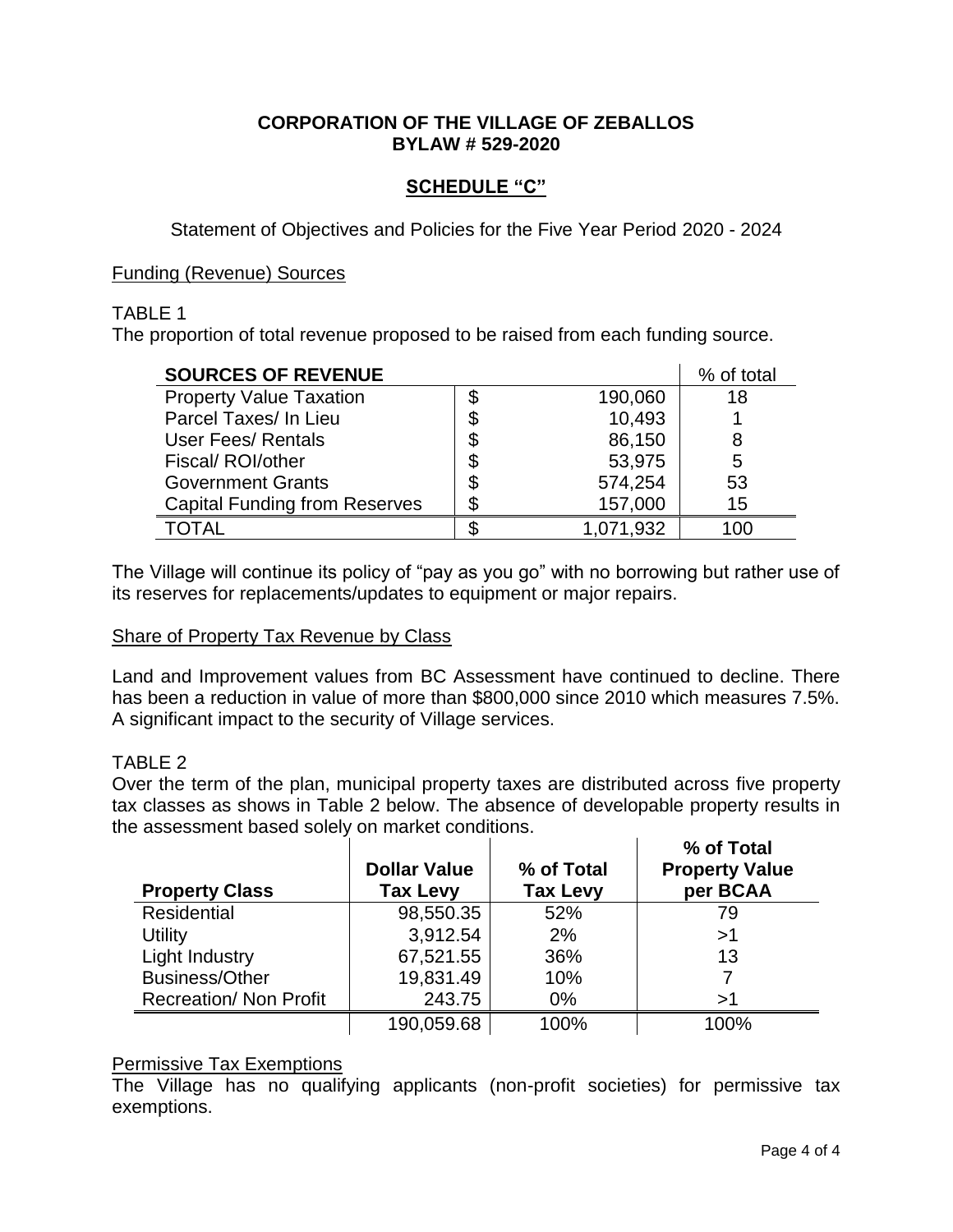**CORPORATION OF THE VILLAGE OF ZEBALLOS**
**BYLAW # 529-2020**

## SCHEDULE "C"

Statement of Objectives and Policies for the Five Year Period 2020 - 2024

Funding (Revenue) Sources

TABLE 1
The proportion of total revenue proposed to be raised from each funding source.

| SOURCES OF REVENUE | | % of total |
|---|---|---|
| Property Value Taxation | $ 190,060 | 18 |
| Parcel Taxes/ In Lieu | $ 10,493 | 1 |
| User Fees/ Rentals | $ 86,150 | 8 |
| Fiscal/ ROI/other | $ 53,975 | 5 |
| Government Grants | $ 574,254 | 53 |
| Capital Funding from Reserves | $ 157,000 | 15 |
| TOTAL | $ 1,071,932 | 100 |

The Village will continue its policy of "pay as you go" with no borrowing but rather use of its reserves for replacements/updates to equipment or major repairs.

Share of Property Tax Revenue by Class

Land and Improvement values from BC Assessment have continued to decline. There has been a reduction in value of more than $800,000 since 2010 which measures 7.5%. A significant impact to the security of Village services.

TABLE 2
Over the term of the plan, municipal property taxes are distributed across five property tax classes as shows in Table 2 below. The absence of developable property results in the assessment based solely on market conditions.

| Property Class | Dollar Value Tax Levy | % of Total Tax Levy | % of Total Property Value per BCAA |
|---|---|---|---|
| Residential | 98,550.35 | 52% | 79 |
| Utility | 3,912.54 | 2% | >1 |
| Light Industry | 67,521.55 | 36% | 13 |
| Business/Other | 19,831.49 | 10% | 7 |
| Recreation/ Non Profit | 243.75 | 0% | >1 |
| | 190,059.68 | 100% | 100% |

Permissive Tax Exemptions
The Village has no qualifying applicants (non-profit societies) for permissive tax exemptions.